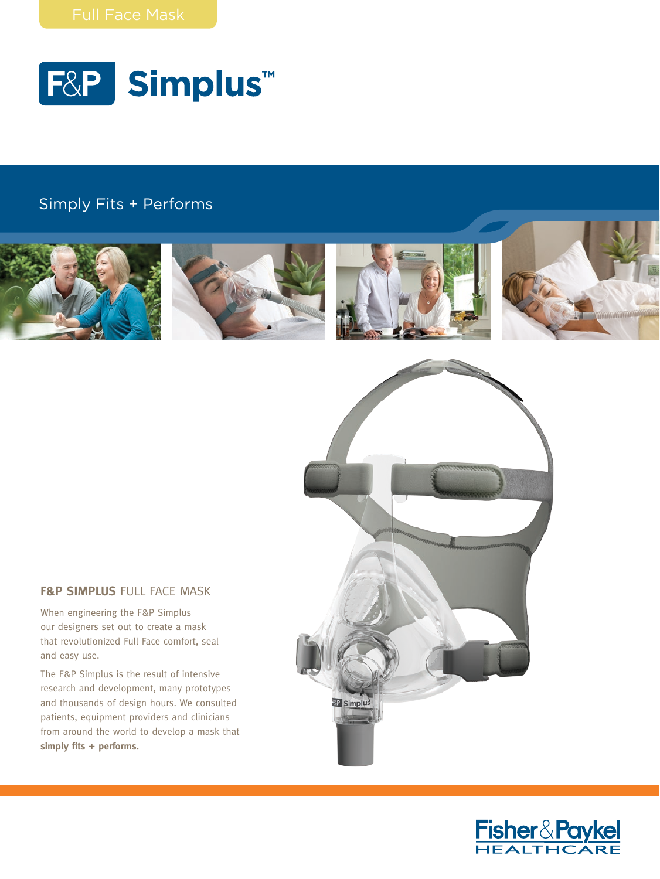Full Face Mask

# F&P Simplus™

Simply Fits + Performs

## F&P SIMPLUS FULL FACE MASK

When engineering the F&P Simplus our designers set out to create a mask that revolutionized Full Face comfort, seal and easy use.

The F&P Simplus is the result of intensive research and development, many prototypes and thousands of design hours. We consulted patients, equipment providers and clinicians from around the world to develop a mask that **simply fits + performs.**

Fisher & Paykel HEALTHCARE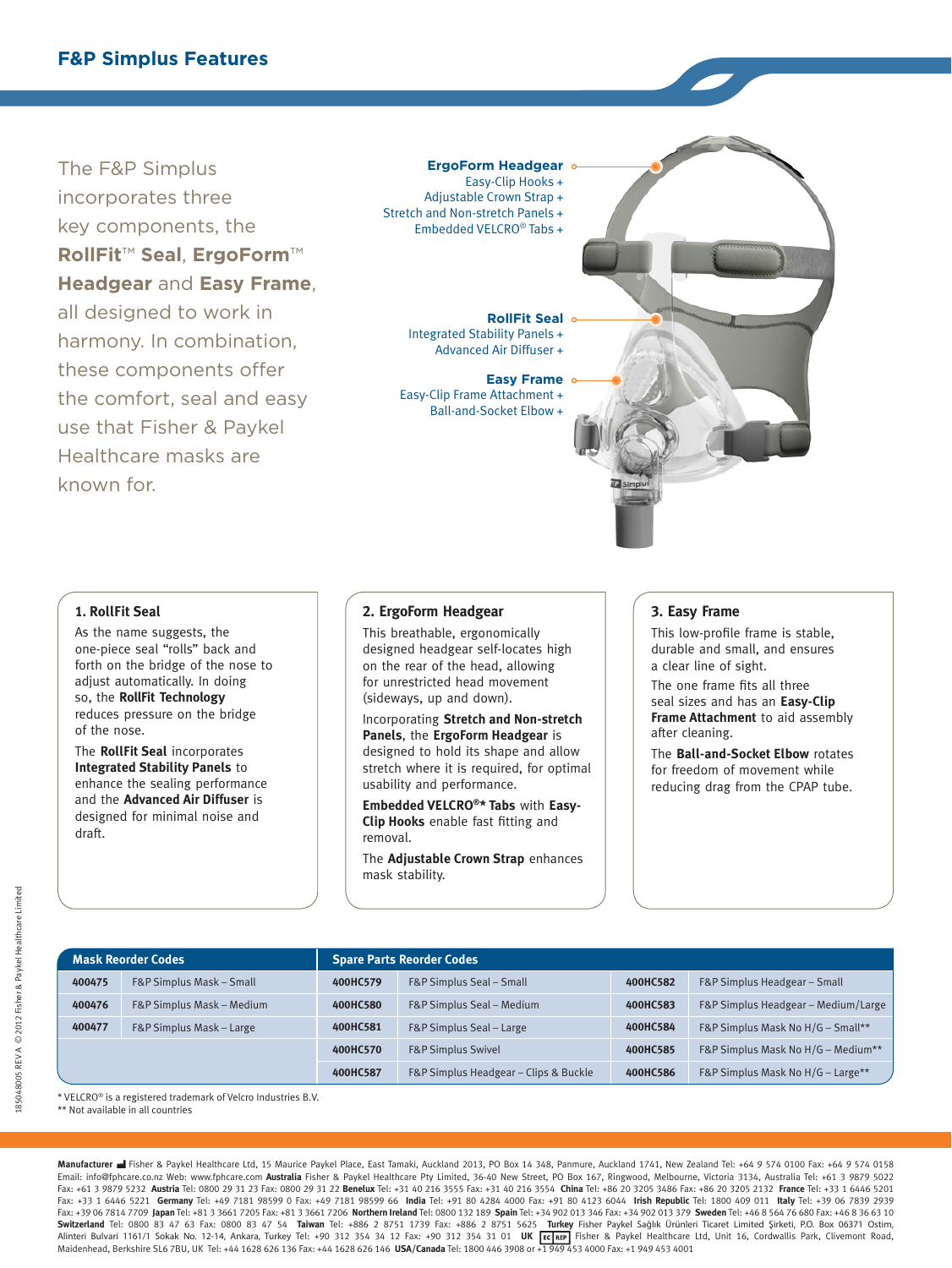## F&P Simplus Features

The F&P Simplus incorporates three key components, the **RollFit™ Seal**, **ErgoForm™ Headgear** and **Easy Frame**, all designed to work in harmony. In combination, these components offer the comfort, seal and easy use that Fisher & Paykel Healthcare masks are known for.

**ErgoForm Headgear**
Easy-Clip Hooks +
Adjustable Crown Strap +
Stretch and Non-stretch Panels +
Embedded VELCRO® Tabs +

**RollFit Seal**
Integrated Stability Panels +
Advanced Air Diffuser +

**Easy Frame**
Easy-Clip Frame Attachment +
Ball-and-Socket Elbow +

### 1. RollFit Seal

As the name suggests, the one-piece seal "rolls" back and forth on the bridge of the nose to adjust automatically. In doing so, the **RollFit Technology** reduces pressure on the bridge of the nose.

The **RollFit Seal** incorporates **Integrated Stability Panels** to enhance the sealing performance and the **Advanced Air Diffuser** is designed for minimal noise and draft.

### 2. ErgoForm Headgear

This breathable, ergonomically designed headgear self-locates high on the rear of the head, allowing for unrestricted head movement (sideways, up and down).

Incorporating **Stretch and Non-stretch Panels**, the **ErgoForm Headgear** is designed to hold its shape and allow stretch where it is required, for optimal usability and performance.

**Embedded VELCRO®\* Tabs** with **Easy-Clip Hooks** enable fast fitting and removal.

The **Adjustable Crown Strap** enhances mask stability.

### 3. Easy Frame

This low-profile frame is stable, durable and small, and ensures a clear line of sight.

The one frame fits all three seal sizes and has an **Easy-Clip Frame Attachment** to aid assembly after cleaning.

The **Ball-and-Socket Elbow** rotates for freedom of movement while reducing drag from the CPAP tube.

| Mask Reorder Codes | | Spare Parts Reorder Codes | | | |
|---|---|---|---|---|---|
| 400475 | F&P Simplus Mask – Small | 400HC579 | F&P Simplus Seal – Small | 400HC582 | F&P Simplus Headgear – Small |
| 400476 | F&P Simplus Mask – Medium | 400HC580 | F&P Simplus Seal – Medium | 400HC583 | F&P Simplus Headgear – Medium/Large |
| 400477 | F&P Simplus Mask – Large | 400HC581 | F&P Simplus Seal – Large | 400HC584 | F&P Simplus Mask No H/G – Small** |
| | | 400HC570 | F&P Simplus Swivel | 400HC585 | F&P Simplus Mask No H/G – Medium** |
| | | 400HC587 | F&P Simplus Headgear – Clips & Buckle | 400HC586 | F&P Simplus Mask No H/G – Large** |

\* VELCRO® is a registered trademark of Velcro Industries B.V.
\*\* Not available in all countries

185048005 REV A ©2012 Fisher & Paykel Healthcare Limited

**Manufacturer** Fisher & Paykel Healthcare Ltd, 15 Maurice Paykel Place, East Tamaki, Auckland 2013, PO Box 14 348, Panmure, Auckland 1741, New Zealand Tel: +64 9 574 0100 Fax: +64 9 574 0158 Email: info@fphcare.co.nz Web: www.fphcare.com **Australia** Fisher & Paykel Healthcare Pty Limited, 36-40 New Street, PO Box 167, Ringwood, Melbourne, Victoria 3134, Australia Tel: +61 3 9879 5022 Fax: +61 3 9879 5232 **Austria** Tel: 0800 29 31 23 Fax: 0800 29 31 22 **Benelux** Tel: +31 40 216 3555 Fax: +31 40 216 3554 **China** Tel: +86 20 3205 3486 Fax: +86 20 3205 2132 **France** Tel: +33 1 6446 5201 Fax: +33 1 6446 5221 **Germany** Tel: +49 7181 98599 0 Fax: +49 7181 98599 66 **India** Tel: +91 80 4284 4000 Fax: +91 80 4123 6044 **Irish Republic** Tel: 1800 409 011 **Italy** Tel: +39 06 7839 2939 Fax: +39 06 7814 7709 **Japan** Tel: +81 3 3661 7205 Fax: +81 3 3661 7206 **Northern Ireland** Tel: 0800 132 189 **Spain** Tel: +34 902 013 346 Fax: +34 902 013 379 **Sweden** Tel: +46 8 564 76 680 Fax: +46 8 36 63 10 **Switzerland** Tel: 0800 83 47 63 Fax: 0800 83 47 54 **Taiwan** Tel: +886 2 8751 1739 Fax: +886 2 8751 5625 **Turkey** Fisher Paykel Sağlık Ürünleri Ticaret Limited Şirketi, P.O. Box 06371 Ostim, Alinteri Bulvari 1161/1 Sokak No. 12-14, Ankara, Turkey Tel: +90 312 354 34 12 Fax: +90 312 354 31 01 **UK** EC REP Fisher & Paykel Healthcare Ltd, Unit 16, Cordwallis Park, Clivemont Road, Maidenhead, Berkshire SL6 7BU, UK Tel: +44 1628 626 136 Fax: +44 1628 626 146 **USA/Canada** Tel: 1800 446 3908 or +1 949 453 4000 Fax: +1 949 453 4001